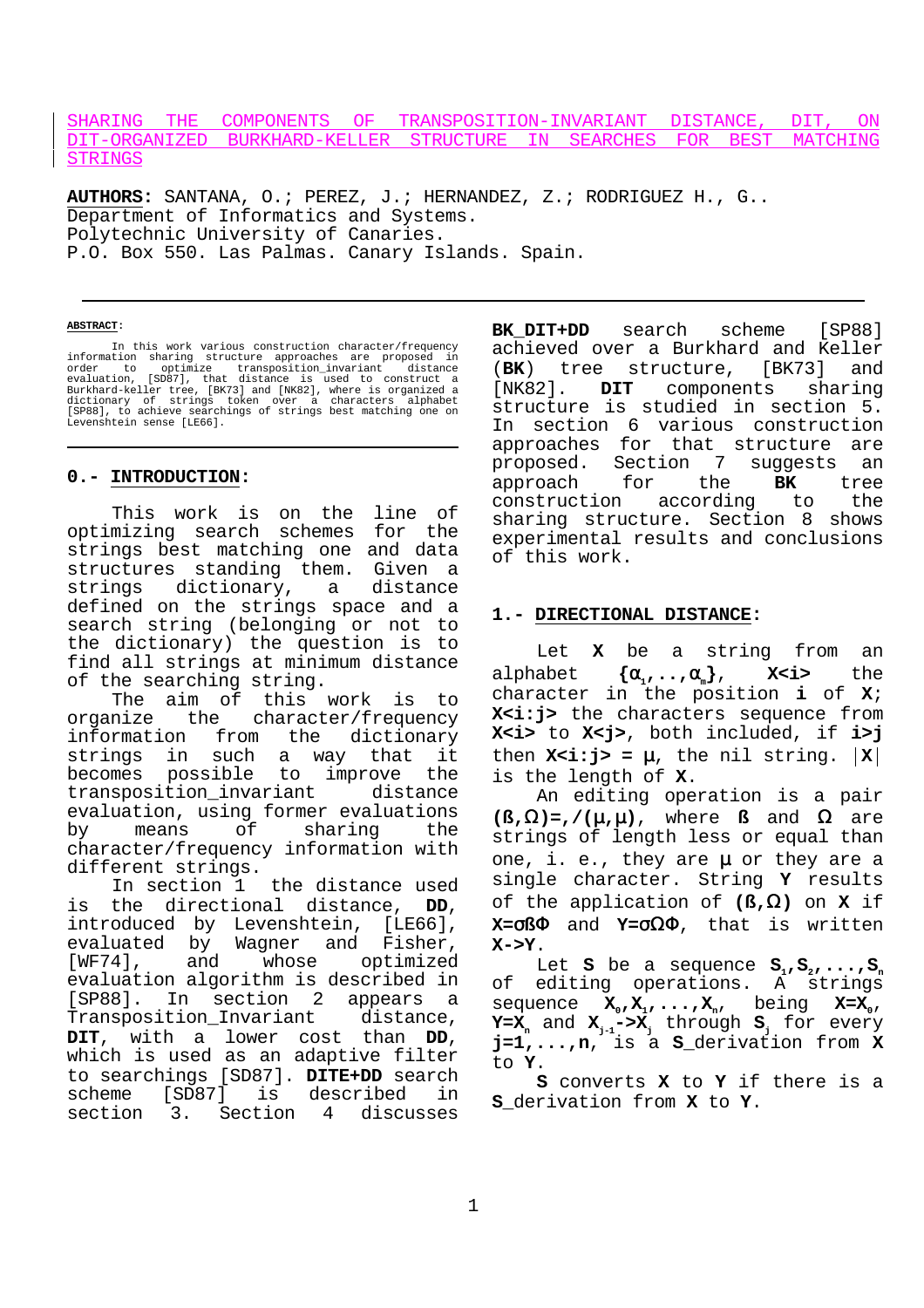# SHARING THE COMPONENTS OF TRANSPOSITION-INVARIANT DISTANCE, DIT, ON DIT-ORGANIZED BURKHARD-KELLER STRUCTURE IN SEARCHES FOR BEST MATCHING STRINGS

**AUTHORS:** SANTANA, O.; PEREZ, J.; HERNANDEZ, Z.; RODRIGUEZ H., G..
Department of Informatics and Systems.
Polytechnic University of Canaries.
P.O. Box 550. Las Palmas. Canary Islands. Spain.

**ABSTRACT**:

In this work various construction character/frequency information sharing structure approaches are proposed in order to optimize transposition_invariant distance evaluation, [SD87], that distance is used to construct a Burkhard-keller tree, [BK73] and [NK82], where is organized a dictionary of strings token over a characters alphabet [SP88], to achieve searchings of strings best matching one on Levenshtein sense [LE66].

## 0.- INTRODUCTION:

This work is on the line of optimizing search schemes for the strings best matching one and data structures standing them. Given a strings dictionary, a distance defined on the strings space and a search string (belonging or not to the dictionary) the question is to find all strings at minimum distance of the searching string.

The aim of this work is to organize the character/frequency information from the dictionary strings in such a way that it becomes possible to improve the transposition_invariant distance evaluation, using former evaluations by means of sharing the character/frequency information with different strings.

In section 1 the distance used is the directional distance, **DD**, introduced by Levenshtein, [LE66], evaluated by Wagner and Fisher, [WF74], and whose optimized evaluation algorithm is described in [SP88]. In section 2 appears a Transposition_Invariant distance, **DIT**, with a lower cost than **DD**, which is used as an adaptive filter to searchings [SD87]. **DITE+DD** search scheme [SD87] is described in section 3. Section 4 discusses **BK_DIT+DD** search scheme [SP88] achieved over a Burkhard and Keller (**BK**) tree structure, [BK73] and [NK82]. **DIT** components sharing structure is studied in section 5. In section 6 various construction approaches for that structure are proposed. Section 7 suggests an approach for the **BK** tree construction according to the sharing structure. Section 8 shows experimental results and conclusions of this work.

## 1.- DIRECTIONAL DISTANCE:

Let **X** be a string from an alphabet $\{\alpha_1,..,\alpha_m\}$, **X<i>** the character in the position **i** of **X**; **X<i:j>** the characters sequence from **X<i>** to **X<j>**, both included, if **i>j** then **X<i:j> = μ**, the nil string. $|\mathbf{X}|$ is the length of **X**.

An editing operation is a pair **(ß,Ω)=,/(μ,μ)**, where **ß** and **Ω** are strings of length less or equal than one, i. e., they are **μ** or they are a single character. String **Y** results of the application of **(ß,Ω)** on **X** if **X=σßΦ** and **Y=σΩΦ**, that is written **X->Y**.

Let **S** be a sequence $\mathbf{S_1,S_2,...,S_n}$ of editing operations. A strings sequence $\mathbf{X_0,X_1,...,X_n}$, being $\mathbf{X=X_0}$, $\mathbf{Y=X_n}$ and $\mathbf{X_{j-1}\text{->}X_j}$ through $\mathbf{S_j}$ for every **j=1,...,n**, is a **S**_derivation from **X** to **Y**.

**S** converts **X** to **Y** if there is a **S**_derivation from **X** to **Y**.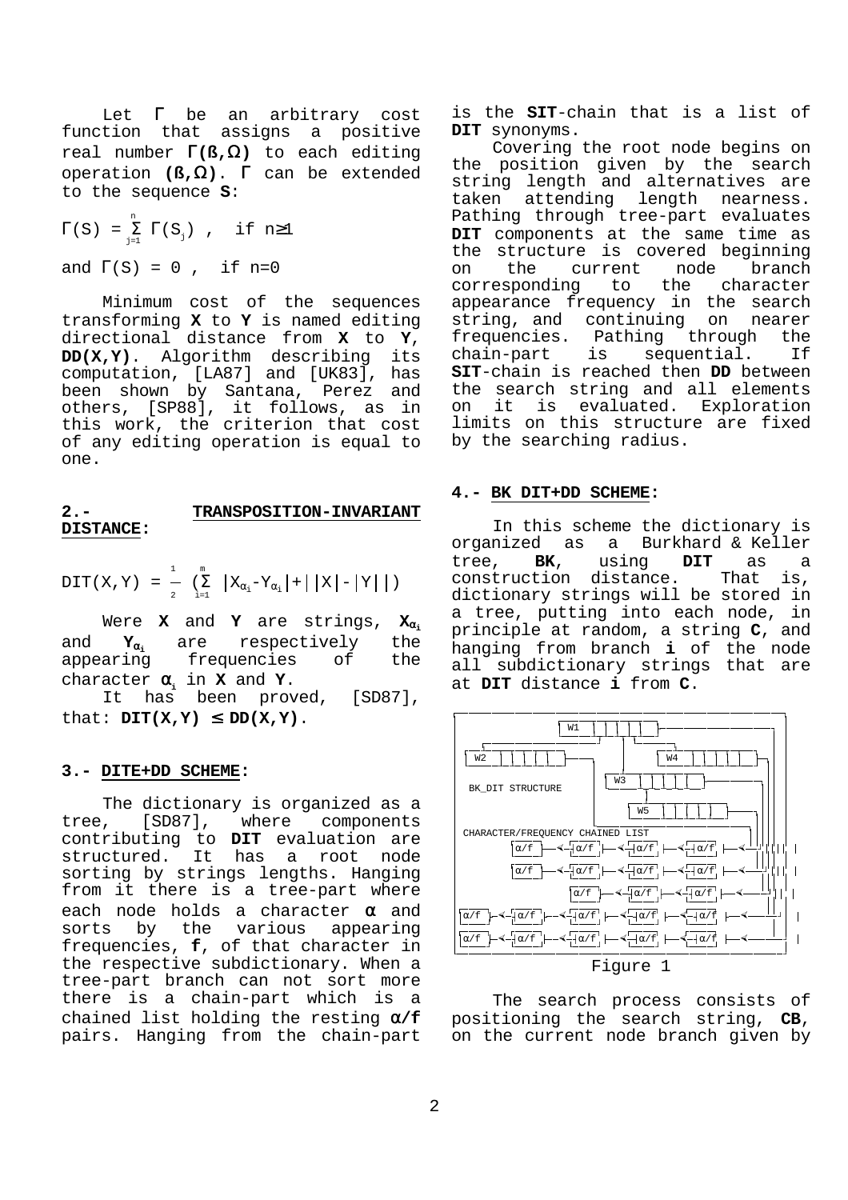Let Γ be an arbitrary cost function that assigns a positive real number **Γ(ß,Ω)** to each editing operation **(ß,Ω)**. Γ can be extended to the sequence **S**:

$$\Gamma(S) = \sum_{j=1}^{n} \Gamma(S_j) , \quad \text{if } n \geq 1$$

$$\text{and } \Gamma(S) = 0 , \quad \text{if } n=0$$

Minimum cost of the sequences transforming **X** to **Y** is named editing directional distance from **X** to **Y**, **DD(X,Y)**. Algorithm describing its computation, [LA87] and [UK83], has been shown by Santana, Perez and others, [SP88], it follows, as in this work, the criterion that cost of any editing operation is equal to one.

## 2.- TRANSPOSITION-INVARIANT DISTANCE:

$$DIT(X,Y) = \frac{1}{2} \left( \sum_{i=1}^{m} |X_{\alpha_i} - Y_{\alpha_i}| + ||X| - |Y|| \right)$$

Were **X** and **Y** are strings, $X_{\alpha_i}$ and $Y_{\alpha_i}$ are respectively the appearing frequencies of the character $\alpha_i$ in **X** and **Y**.

It has been proved, [SD87], that: **DIT(X,Y) ≤ DD(X,Y)**.

## 3.- DITE+DD SCHEME:

The dictionary is organized as a tree, [SD87], where components contributing to **DIT** evaluation are structured. It has a root node sorting by strings lengths. Hanging from it there is a tree-part where each node holds a character **α** and sorts by the various appearing frequencies, **f**, of that character in the respective subdictionary. When a tree-part branch can not sort more there is a chain-part which is a chained list holding the resting **α/f** pairs. Hanging from the chain-part is the **SIT**-chain that is a list of **DIT** synonyms.

Covering the root node begins on the position given by the search string length and alternatives are taken attending length nearness. Pathing through tree-part evaluates **DIT** components at the same time as the structure is covered beginning on the current node branch corresponding to the character appearance frequency in the search string, and continuing on nearer frequencies. Pathing through the chain-part is sequential. If **SIT**-chain is reached then **DD** between the search string and all elements on it is evaluated. Exploration limits on this structure are fixed by the searching radius.

## 4.- BK DIT+DD SCHEME:

In this scheme the dictionary is organized as a Burkhard & Keller tree, **BK**, using **DIT** as a construction distance. That is, dictionary strings will be stored in a tree, putting into each node, in principle at random, a string **C**, and hanging from branch **i** of the node all subdictionary strings that are at **DIT** distance **i** from **C**.

```
                    W1
     W2                         W4
                  W3
BK_DIT STRUCTURE
                    W5

CHARACTER/FREQUENCY CHAINED LIST
      α/f <- α/f <- α/f <- α/f <-
      α/f <- α/f <- α/f <- α/f <-
             α/f <- α/f <- α/f <-
α/f <- α/f <- α/f <- α/f <- α/f <-
α/f <- α/f <- α/f <- α/f <- α/f <-
```

Figure 1

The search process consists of positioning the search string, **CB**, on the current node branch given by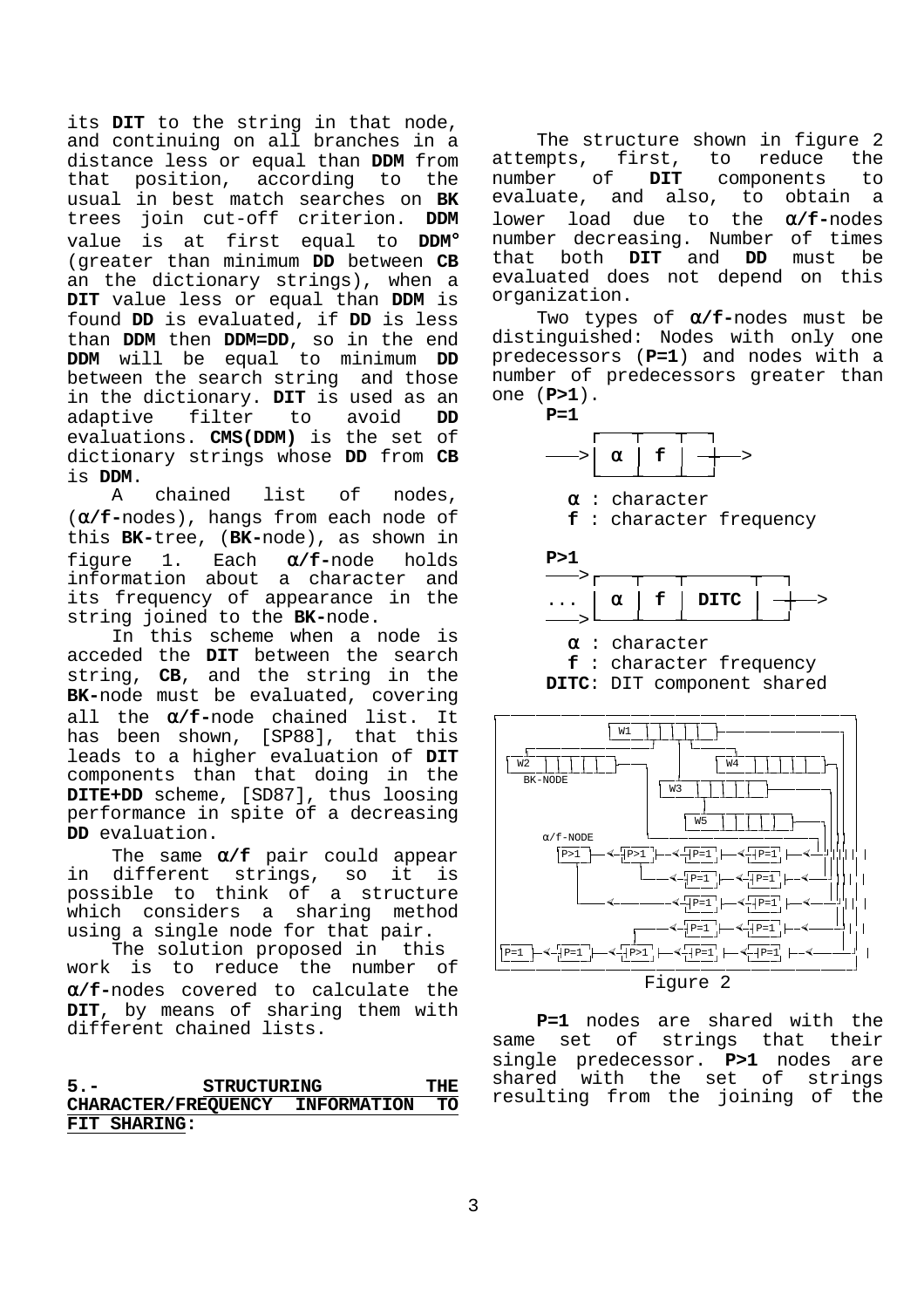its **DIT** to the string in that node, and continuing on all branches in a distance less or equal than **DDM** from that position, according to the usual in best match searches on **BK** trees join cut-off criterion. **DDM** value is at first equal to **DDM°** (greater than minimum **DD** between **CB** an the dictionary strings), when a **DIT** value less or equal than **DDM** is found **DD** is evaluated, if **DD** is less than **DDM** then **DDM=DD**, so in the end **DDM** will be equal to minimum **DD** between the search string and those in the dictionary. **DIT** is used as an adaptive filter to avoid **DD** evaluations. **CMS(DDM)** is the set of dictionary strings whose **DD** from **CB** is **DDM**.

A chained list of nodes, (**α/f-**nodes), hangs from each node of this **BK-**tree, (**BK-**node), as shown in figure 1. Each **α/f-**node holds information about a character and its frequency of appearance in the string joined to the **BK-**node.

In this scheme when a node is acceded the **DIT** between the search string, **CB**, and the string in the **BK-**node must be evaluated, covering all the **α/f-**node chained list. It has been shown, [SP88], that this leads to a higher evaluation of **DIT** components than that doing in the **DITE+DD** scheme, [SD87], thus loosing performance in spite of a decreasing **DD** evaluation.

The same **α/f** pair could appear in different strings, so it is possible to think of a structure which considers a sharing method using a single node for that pair.

The solution proposed in this work is to reduce the number of **α/f-**nodes covered to calculate the **DIT**, by means of sharing them with different chained lists.

## 5.- STRUCTURING THE CHARACTER/FREQUENCY INFORMATION TO FIT SHARING:

The structure shown in figure 2 attempts, first, to reduce the number of **DIT** components to evaluate, and also, to obtain a lower load due to the **α/f-**nodes number decreasing. Number of times that both **DIT** and **DD** must be evaluated does not depend on this organization.

Two types of **α/f-**nodes must be distinguished: Nodes with only one predecessors (**P=1**) and nodes with a number of predecessors greater than one (**P>1**).

**P=1**

```
      ┌───┬───┬───┐
 ───> │ α │ f │ ─┼──>
      └───┴───┴───┘
```

**α** : character
**f** : character frequency

**P>1**

```
 ───> ┌───┬───┬──────┬───┐
 ...  │ α │ f │ DITC │ ─┼──>
 ───> └───┴───┴──────┴───┘
```

**α** : character
**f** : character frequency
**DITC**: DIT component shared

```
                 W1
  W2                          W4
  BK-NODE           W3
                       W5
        α/f-NODE
        P>1 <- P>1 <- P=1 <- P=1 <-
                 <- P=1 <- P=1 <-
             <- P=1 <- P=1 <-
                 <- P=1 <- P=1 <-
  P=1 <- P=1 <- P>1 <- P=1 <- P=1 <-
```

Figure 2

**P=1** nodes are shared with the same set of strings that their single predecessor. **P>1** nodes are shared with the set of strings resulting from the joining of the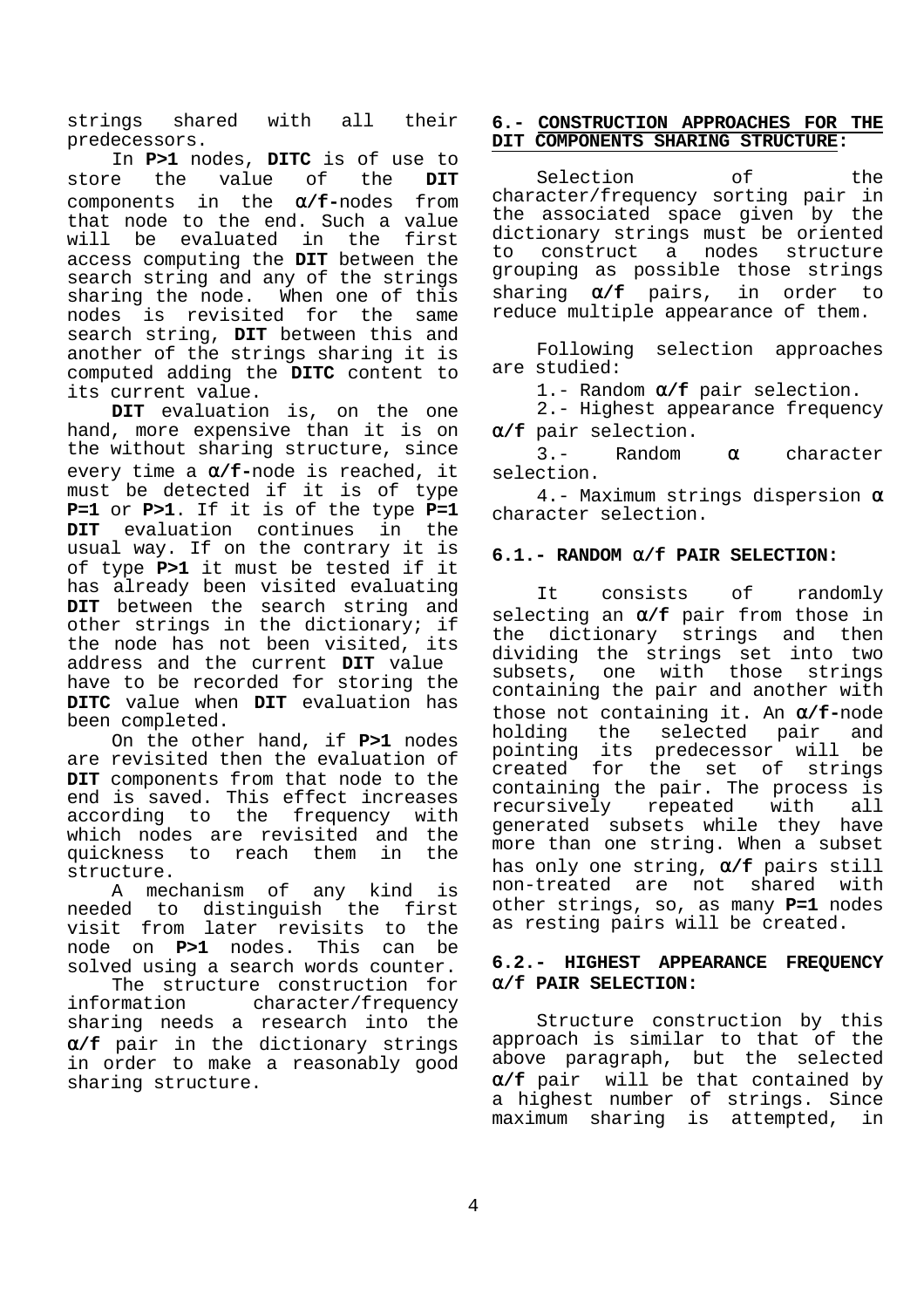strings shared with all their predecessors.

In **P>1** nodes, **DITC** is of use to store the value of the **DIT** components in the **α/f-**nodes from that node to the end. Such a value will be evaluated in the first access computing the **DIT** between the search string and any of the strings sharing the node. When one of this nodes is revisited for the same search string, **DIT** between this and another of the strings sharing it is computed adding the **DITC** content to its current value.

**DIT** evaluation is, on the one hand, more expensive than it is on the without sharing structure, since every time a **α/f-**node is reached, it must be detected if it is of type **P=1** or **P>1**. If it is of the type **P=1** **DIT** evaluation continues in the usual way. If on the contrary it is of type **P>1** it must be tested if it has already been visited evaluating **DIT** between the search string and other strings in the dictionary; if the node has not been visited, its address and the current **DIT** value have to be recorded for storing the **DITC** value when **DIT** evaluation has been completed.

On the other hand, if **P>1** nodes are revisited then the evaluation of **DIT** components from that node to the end is saved. This effect increases according to the frequency with which nodes are revisited and the quickness to reach them in the structure.

A mechanism of any kind is needed to distinguish the first visit from later revisits to the node on **P>1** nodes. This can be solved using a search words counter.

The structure construction for information character/frequency sharing needs a research into the **α/f** pair in the dictionary strings in order to make a reasonably good sharing structure.

## 6.- CONSTRUCTION APPROACHES FOR THE DIT COMPONENTS SHARING STRUCTURE:

Selection of the character/frequency sorting pair in the associated space given by the dictionary strings must be oriented to construct a nodes structure grouping as possible those strings sharing **α/f** pairs, in order to reduce multiple appearance of them.

Following selection approaches are studied:

1.- Random **α/f** pair selection.

2.- Highest appearance frequency **α/f** pair selection.

3.- Random **α** character selection.

4.- Maximum strings dispersion **α** character selection.

### 6.1.- RANDOM α/f PAIR SELECTION:

It consists of randomly selecting an **α/f** pair from those in the dictionary strings and then dividing the strings set into two subsets, one with those strings containing the pair and another with those not containing it. An **α/f-**node holding the selected pair and pointing its predecessor will be created for the set of strings containing the pair. The process is recursively repeated with all generated subsets while they have more than one string. When a subset has only one string, **α/f** pairs still non-treated are not shared with other strings, so, as many **P=1** nodes as resting pairs will be created.

### 6.2.- HIGHEST APPEARANCE FREQUENCY α/f PAIR SELECTION:

Structure construction by this approach is similar to that of the above paragraph, but the selected **α/f** pair will be that contained by a highest number of strings. Since maximum sharing is attempted, in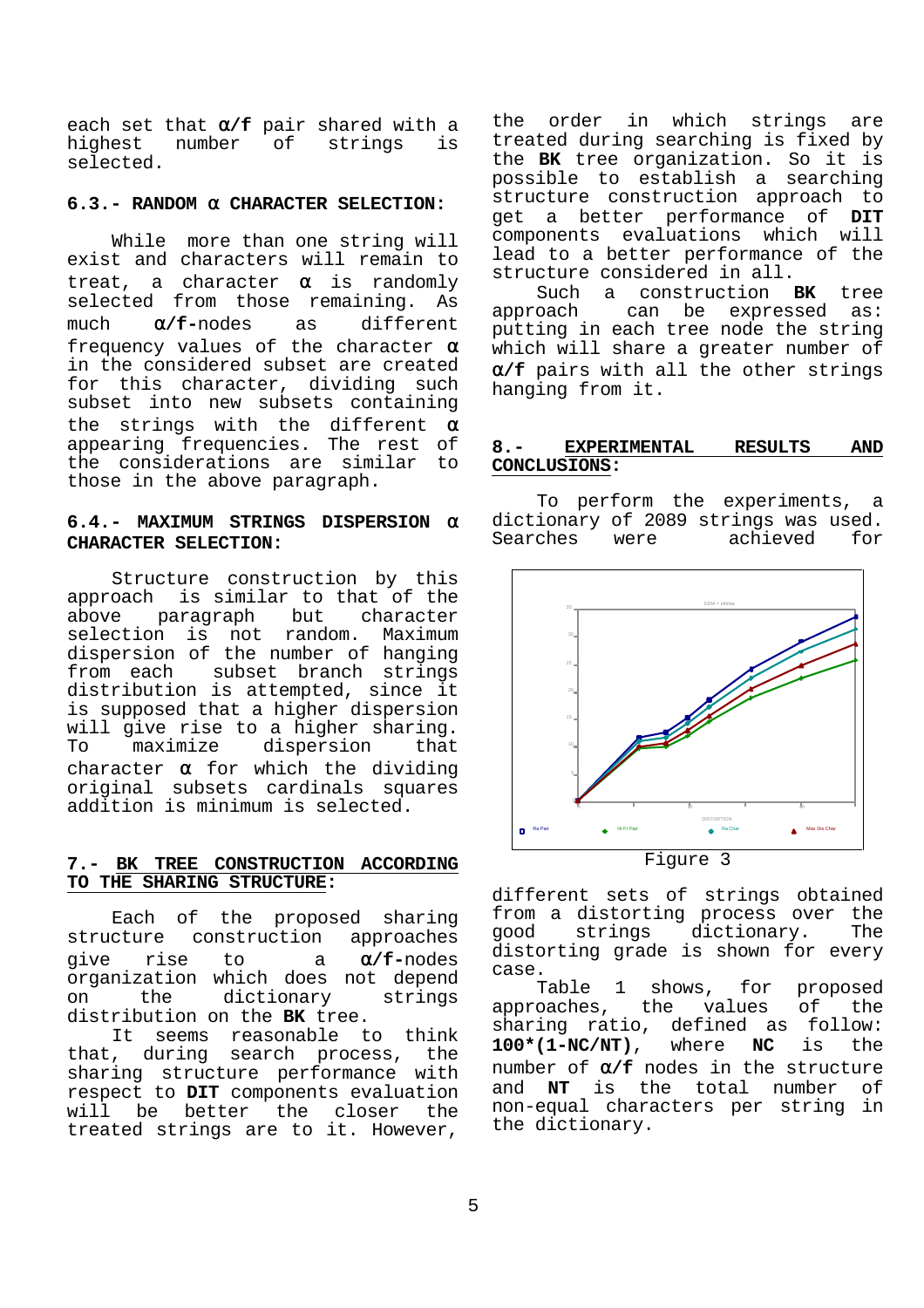each set that **α/f** pair shared with a highest number of strings is selected.

### 6.3.- RANDOM α CHARACTER SELECTION:

While more than one string will exist and characters will remain to treat, a character **α** is randomly selected from those remaining. As much **α/f**-nodes as different frequency values of the character **α** in the considered subset are created for this character, dividing such subset into new subsets containing the strings with the different **α** appearing frequencies. The rest of the considerations are similar to those in the above paragraph.

### 6.4.- MAXIMUM STRINGS DISPERSION α CHARACTER SELECTION:

Structure construction by this approach is similar to that of the above paragraph but character selection is not random. Maximum dispersion of the number of hanging from each subset branch strings distribution is attempted, since it is supposed that a higher dispersion will give rise to a higher sharing. To maximize dispersion that character **α** for which the dividing original subsets cardinals squares addition is minimum is selected.

## 7.- BK TREE CONSTRUCTION ACCORDING TO THE SHARING STRUCTURE:

Each of the proposed sharing structure construction approaches give rise to a **α/f**-nodes organization which does not depend on the dictionary strings distribution on the **BK** tree.

It seems reasonable to think that, during search process, the sharing structure performance with respect to **DIT** components evaluation will be better the closer the treated strings are to it. However, the order in which strings are treated during searching is fixed by the **BK** tree organization. So it is possible to establish a searching structure construction approach to get a better performance of **DIT** components evaluations which will lead to a better performance of the structure considered in all.

Such a construction **BK** tree approach can be expressed as: putting in each tree node the string which will share a greater number of **α/f** pairs with all the other strings hanging from it.

## 8.- EXPERIMENTAL RESULTS AND CONCLUSIONS:

To perform the experiments, a dictionary of 2089 strings was used. Searches were achieved for different sets of strings obtained from a distorting process over the good strings dictionary. The distorting grade is shown for every case.

Figure 3

Table 1 shows, for proposed approaches, the values of the sharing ratio, defined as follow: **100*(1-NC/NT)**, where **NC** is the number of **α/f** nodes in the structure and **NT** is the total number of non-equal characters per string in the dictionary.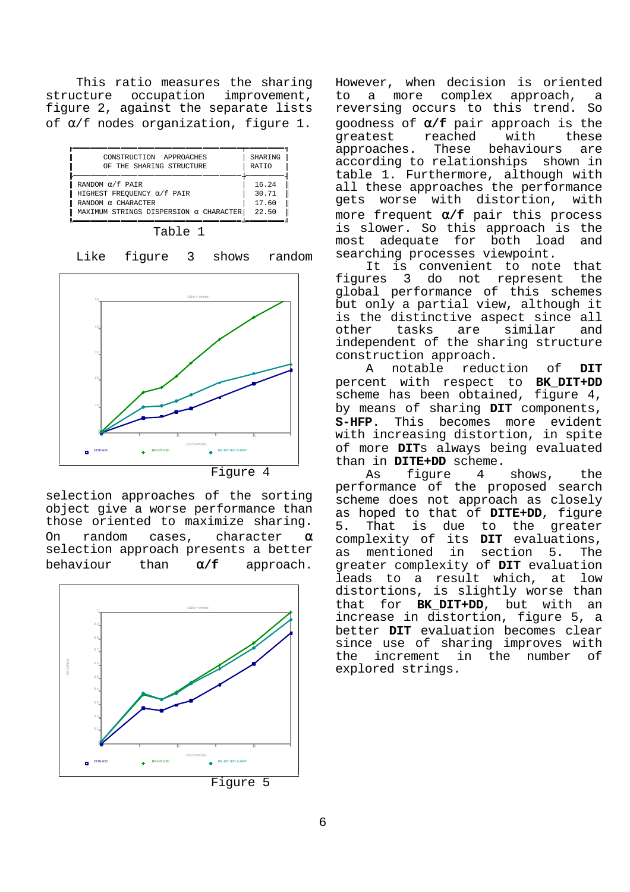This ratio measures the sharing structure occupation improvement, figure 2, against the separate lists of α/f nodes organization, figure 1.

| CONSTRUCTION APPROACHES OF THE SHARING STRUCTURE | SHARING RATIO |
|---|---|
| RANDOM α/f PAIR | 16.24 |
| HIGHEST FREQUENCY α/f PAIR | 30.71 |
| RANDOM α CHARACTER | 17.60 |
| MAXIMUM STRINGS DISPERSION α CHARACTER | 22.50 |

Table 1

Like figure 3 shows random selection approaches of the sorting object give a worse performance than those oriented to maximize sharing. On random cases, character α selection approach presents a better behaviour than **α/f** approach.

Figure 4

Figure 5

However, when decision is oriented to a more complex approach, a reversing occurs to this trend. So goodness of **α/f** pair approach is the greatest reached with these approaches. These behaviours are according to relationships shown in table 1. Furthermore, although with all these approaches the performance gets worse with distortion, with more frequent **α/f** pair this process is slower. So this approach is the most adequate for both load and searching processes viewpoint.

It is convenient to note that figures 3 do not represent the global performance of this schemes but only a partial view, although it is the distinctive aspect since all other tasks are similar and independent of the sharing structure construction approach.

A notable reduction of **DIT** percent with respect to **BK_DIT+DD** scheme has been obtained, figure 4, by means of sharing **DIT** components, **S-HFP**. This becomes more evident with increasing distortion, in spite of more **DIT**s always being evaluated than in **DITE+DD** scheme.

As figure 4 shows, the performance of the proposed search scheme does not approach as closely as hoped to that of **DITE+DD**, figure 5. That is due to the greater complexity of its **DIT** evaluations, as mentioned in section 5. The greater complexity of **DIT** evaluation leads to a result which, at low distortions, is slightly worse than that for **BK_DIT+DD**, but with an increase in distortion, figure 5, a better **DIT** evaluation becomes clear since use of sharing improves with the increment in the number of explored strings.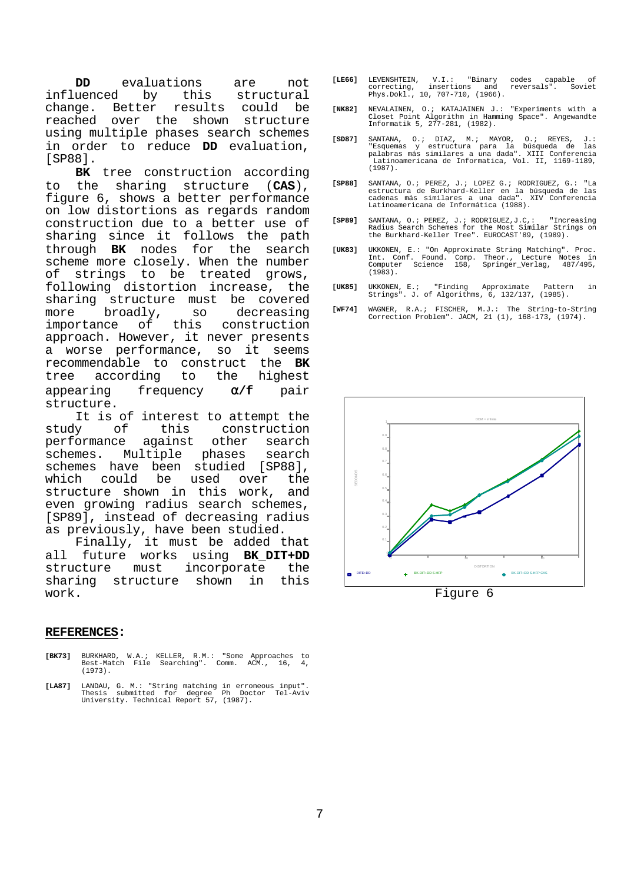**DD** evaluations are not influenced by this structural change. Better results could be reached over the shown structure using multiple phases search schemes in order to reduce **DD** evaluation, [SP88].

**BK** tree construction according to the sharing structure (**CAS**), figure 6, shows a better performance on low distortions as regards random construction due to a better use of sharing since it follows the path through **BK** nodes for the search scheme more closely. When the number of strings to be treated grows, following distortion increase, the sharing structure must be covered more broadly, so decreasing importance of this construction approach. However, it never presents a worse performance, so it seems recommendable to construct the **BK** tree according to the highest appearing frequency **α/f** pair structure.

It is of interest to attempt the study of this construction performance against other search schemes. Multiple phases search schemes have been studied [SP88], which could be used over the structure shown in this work, and even growing radius search schemes, [SP89], instead of decreasing radius as previously, have been studied.

Finally, it must be added that all future works using **BK_DIT+DD** structure must incorporate the sharing structure shown in this work.

## REFERENCES:

**[BK73]** BURKHARD, W.A.; KELLER, R.M.: "Some Approaches to Best-Match File Searching". Comm. ACM., 16, 4, (1973).

**[LA87]** LANDAU, G. M.: "String matching in erroneous input". Thesis submitted for degree Ph Doctor Tel-Aviv University. Technical Report 57, (1987).

**[LE66]** LEVENSHTEIN, V.I.: "Binary codes capable of correcting, insertions and reversals". Soviet Phys.Dokl., 10, 707-710, (1966).

**[NK82]** NEVALAINEN, O.; KATAJAINEN J.: "Experiments with a Closet Point Algorithm in Hamming Space". Angewandte Informatik 5, 277-281, (1982).

**[SD87]** SANTANA, O.; DIAZ, M.; MAYOR, O.; REYES, J.: "Esquemas y estructura para la búsqueda de las palabras más similares a una dada". XIII Conferencia Latinoamericana de Informatica, Vol. II, 1169-1189, (1987).

**[SP88]** SANTANA, O.; PEREZ, J.; LOPEZ G.; RODRIGUEZ, G.: "La estructura de Burkhard-Keller en la búsqueda de las cadenas más similares a una dada". XIV Conferencia Latinoamericana de Informática (1988).

**[SP89]** SANTANA, O.; PEREZ, J.; RODRIGUEZ,J.C,: "Increasing Radius Search Schemes for the Most Similar Strings on the Burkhard-Keller Tree". EUROCAST'89, (1989).

**[UK83]** UKKONEN, E.: "On Approximate String Matching". Proc. Int. Conf. Found. Comp. Theor., Lecture Notes in Computer Science 158, Springer_Verlag, 487/495, (1983).

**[UK85]** UKKONEN, E.; "Finding Approximate Pattern in Strings". J. of Algorithms, 6, 132/137, (1985).

**[WF74]** WAGNER, R.A.; FISCHER, M.J.: The String-to-String Correction Problem". JACM, 21 (1), 168-173, (1974).

DDM = infinite

SECONDS

DISTORTION

DITE+DD BK-DIT+DD S-HFP BK-DIT+DD S-HFP CAS

Figure 6